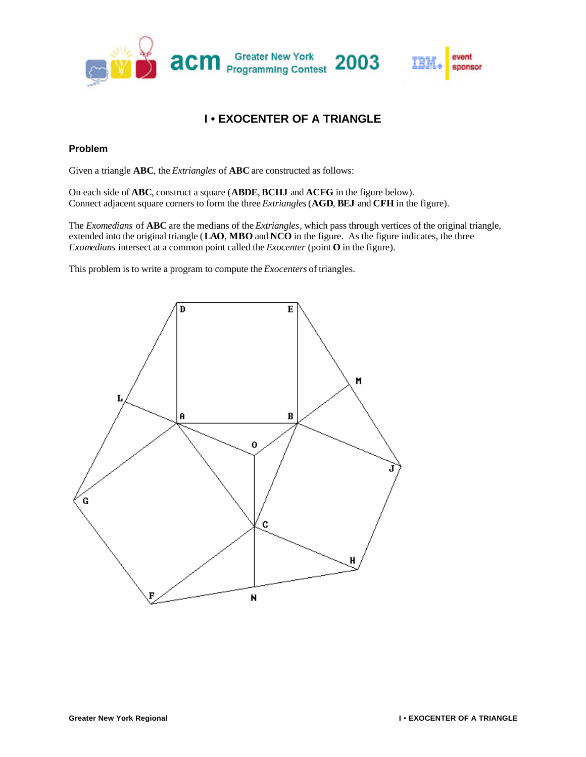# I • EXOCENTER OF A TRIANGLE

## Problem

Given a triangle **ABC**, the *Extriangles* of **ABC** are constructed as follows:

On each side of **ABC**, construct a square (**ABDE**, **BCHJ** and **ACFG** in the figure below).
Connect adjacent square corners to form the three *Extriangles* (**AGD**, **BEJ** and **CFH** in the figure).

The *Exomedians* of **ABC** are the medians of the *Extriangles*, which pass through vertices of the original triangle, extended into the original triangle (**LAO**, **MBO** and **NCO** in the figure. As the figure indicates, the three *Exomedians* intersect at a common point called the *Exocenter* (point **O** in the figure).

This problem is to write a program to compute the *Exocenters* of triangles.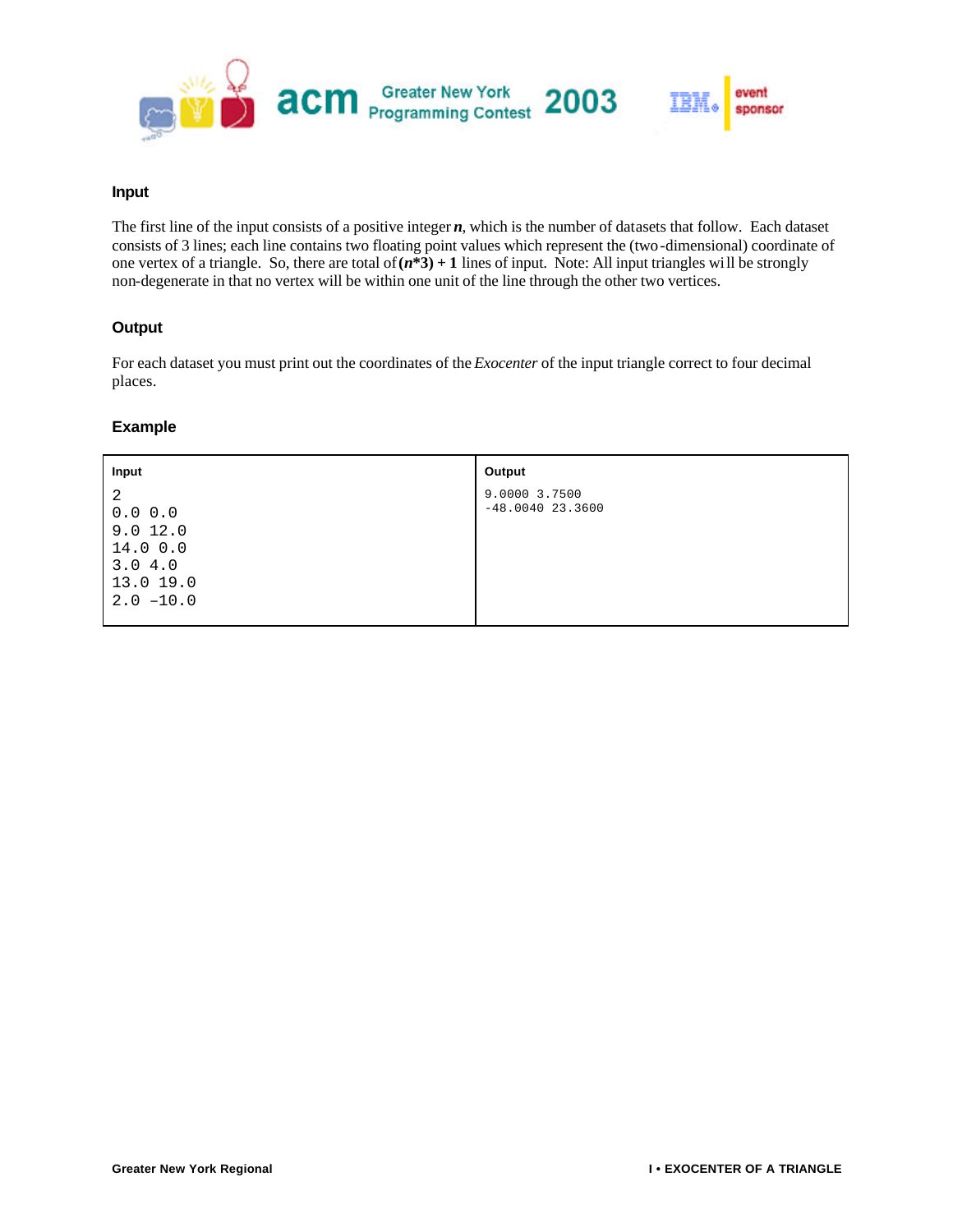### Input

The first line of the input consists of a positive integer ***n***, which is the number of datasets that follow. Each dataset consists of 3 lines; each line contains two floating point values which represent the (two-dimensional) coordinate of one vertex of a triangle. So, there are total of **(*n*\*3) + 1** lines of input. Note: All input triangles will be strongly non-degenerate in that no vertex will be within one unit of the line through the other two vertices.

### Output

For each dataset you must print out the coordinates of the *Exocenter* of the input triangle correct to four decimal places.

### Example

| Input | Output |
| --- | --- |
| 2<br>0.0 0.0<br>9.0 12.0<br>14.0 0.0<br>3.0 4.0<br>13.0 19.0<br>2.0 -10.0 | 9.0000 3.7500<br>-48.0040 23.3600 |